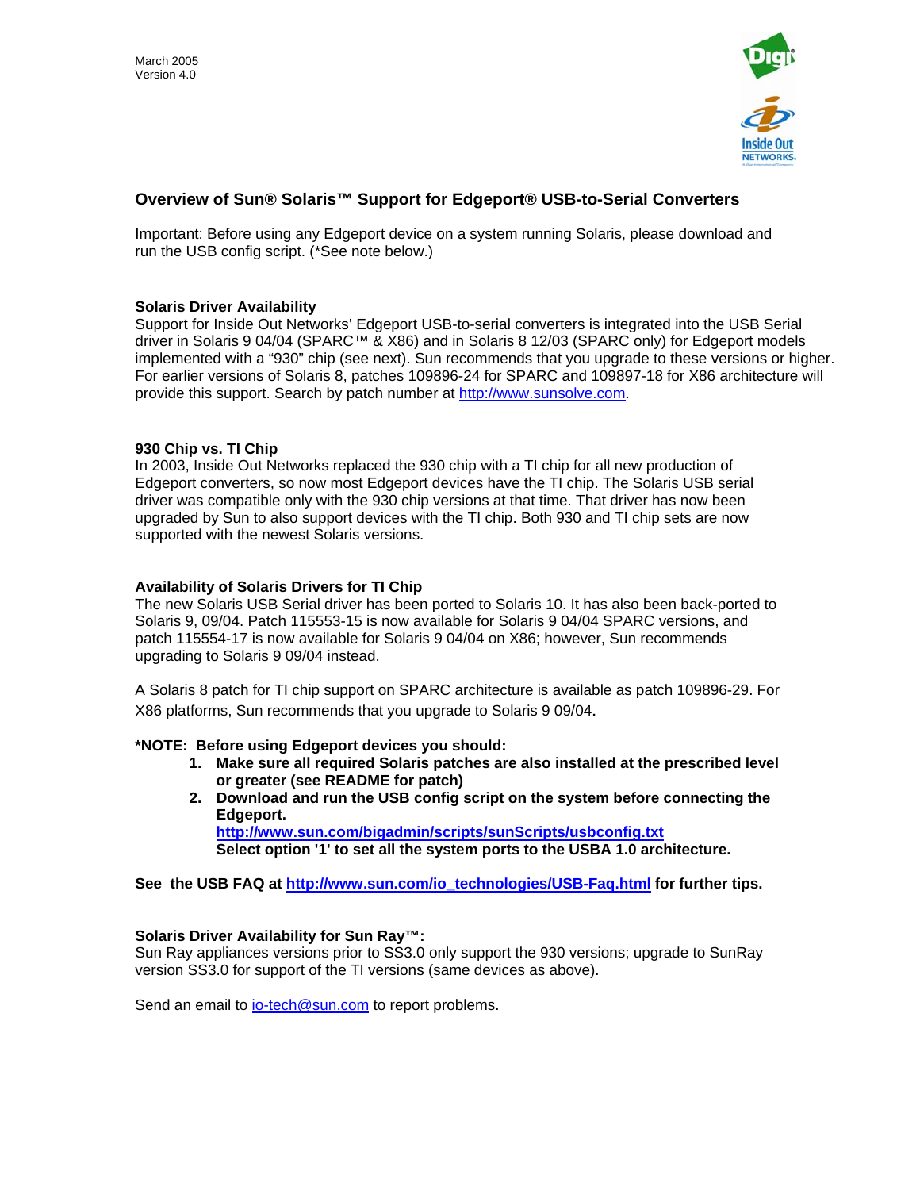March 2005
Version 4.0

## Overview of Sun® Solaris™ Support for Edgeport® USB-to-Serial Converters

Important: Before using any Edgeport device on a system running Solaris, please download and run the USB config script. (*See note below.)

### Solaris Driver Availability

Support for Inside Out Networks' Edgeport USB-to-serial converters is integrated into the USB Serial driver in Solaris 9 04/04 (SPARC™ & X86) and in Solaris 8 12/03 (SPARC only) for Edgeport models implemented with a "930" chip (see next). Sun recommends that you upgrade to these versions or higher. For earlier versions of Solaris 8, patches 109896-24 for SPARC and 109897-18 for X86 architecture will provide this support. Search by patch number at http://www.sunsolve.com.

### 930 Chip vs. TI Chip

In 2003, Inside Out Networks replaced the 930 chip with a TI chip for all new production of Edgeport converters, so now most Edgeport devices have the TI chip. The Solaris USB serial driver was compatible only with the 930 chip versions at that time. That driver has now been upgraded by Sun to also support devices with the TI chip. Both 930 and TI chip sets are now supported with the newest Solaris versions.

### Availability of Solaris Drivers for TI Chip

The new Solaris USB Serial driver has been ported to Solaris 10. It has also been back-ported to Solaris 9, 09/04. Patch 115553-15 is now available for Solaris 9 04/04 SPARC versions, and patch 115554-17 is now available for Solaris 9 04/04 on X86; however, Sun recommends upgrading to Solaris 9 09/04 instead.

A Solaris 8 patch for TI chip support on SPARC architecture is available as patch 109896-29. For X86 platforms, Sun recommends that you upgrade to Solaris 9 09/04.

**\*NOTE: Before using Edgeport devices you should:**

1. **Make sure all required Solaris patches are also installed at the prescribed level or greater (see README for patch)**
2. **Download and run the USB config script on the system before connecting the Edgeport.**
   **http://www.sun.com/bigadmin/scripts/sunScripts/usbconfig.txt**
   **Select option '1' to set all the system ports to the USBA 1.0 architecture.**

**See the USB FAQ at http://www.sun.com/io_technologies/USB-Faq.html for further tips.**

### Solaris Driver Availability for Sun Ray™:

Sun Ray appliances versions prior to SS3.0 only support the 930 versions; upgrade to SunRay version SS3.0 for support of the TI versions (same devices as above).

Send an email to io-tech@sun.com to report problems.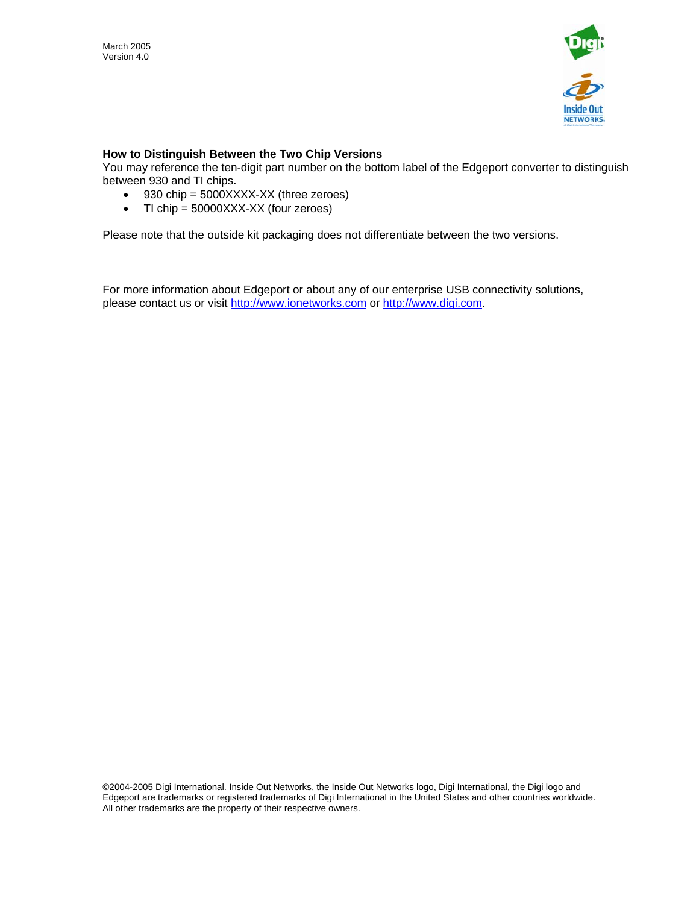March 2005
Version 4.0

**How to Distinguish Between the Two Chip Versions**

You may reference the ten-digit part number on the bottom label of the Edgeport converter to distinguish between 930 and TI chips.

- 930 chip = 5000XXXX-XX (three zeroes)
- TI chip = 50000XXX-XX (four zeroes)

Please note that the outside kit packaging does not differentiate between the two versions.

For more information about Edgeport or about any of our enterprise USB connectivity solutions, please contact us or visit http://www.ionetworks.com or http://www.digi.com.

©2004-2005 Digi International. Inside Out Networks, the Inside Out Networks logo, Digi International, the Digi logo and Edgeport are trademarks or registered trademarks of Digi International in the United States and other countries worldwide. All other trademarks are the property of their respective owners.